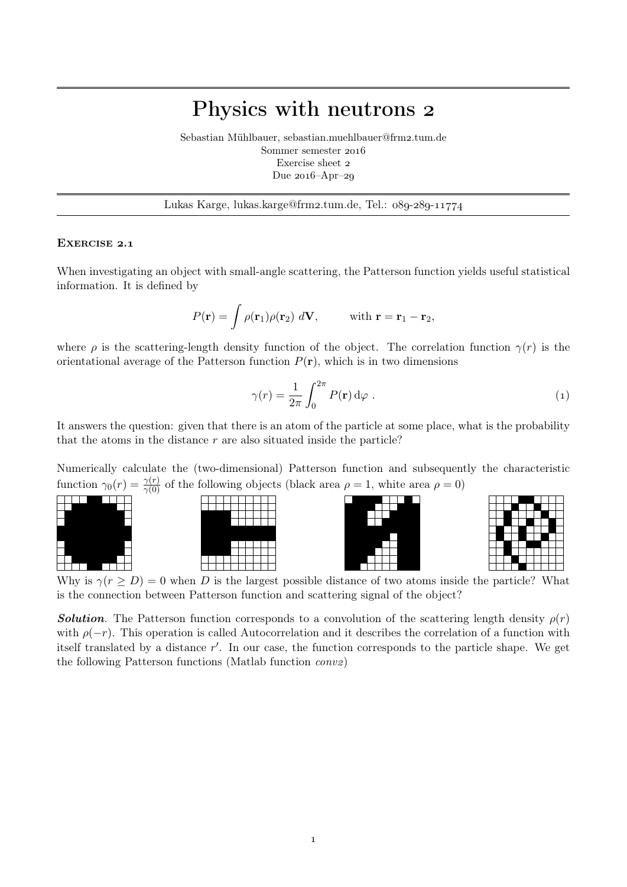# Physics with neutrons 2

Sebastian Mühlbauer, sebastian.muehlbauer@frm2.tum.de
Sommer semester 2016
Exercise sheet 2
Due 2016–Apr–29

Lukas Karge, lukas.karge@frm2.tum.de, Tel.: 089-289-11774

### Exercise 2.1

When investigating an object with small-angle scattering, the Patterson function yields useful statistical information. It is defined by

$$P(\mathbf{r}) = \int \rho(\mathbf{r}_1)\rho(\mathbf{r}_2)\ d\mathbf{V}, \qquad \text{with } \mathbf{r} = \mathbf{r}_1 - \mathbf{r}_2,$$

where $\rho$ is the scattering-length density function of the object. The correlation function $\gamma(r)$ is the orientational average of the Patterson function $P(\mathbf{r})$, which is in two dimensions

$$\gamma(r) = \frac{1}{2\pi} \int_0^{2\pi} P(\mathbf{r})\, \mathrm{d}\varphi\ . \tag{1}$$

It answers the question: given that there is an atom of the particle at some place, what is the probability that the atoms in the distance $r$ are also situated inside the particle?

Numerically calculate the (two-dimensional) Patterson function and subsequently the characteristic function $\gamma_0(r) = \frac{\gamma(r)}{\gamma(0)}$ of the following objects (black area $\rho = 1$, white area $\rho = 0$)

Why is $\gamma(r \geq D) = 0$ when $D$ is the largest possible distance of two atoms inside the particle? What is the connection between Patterson function and scattering signal of the object?

***Solution***. The Patterson function corresponds to a convolution of the scattering length density $\rho(r)$ with $\rho(-r)$. This operation is called Autocorrelation and it describes the correlation of a function with itself translated by a distance $r'$. In our case, the function corresponds to the particle shape. We get the following Patterson functions (Matlab function *conv2*)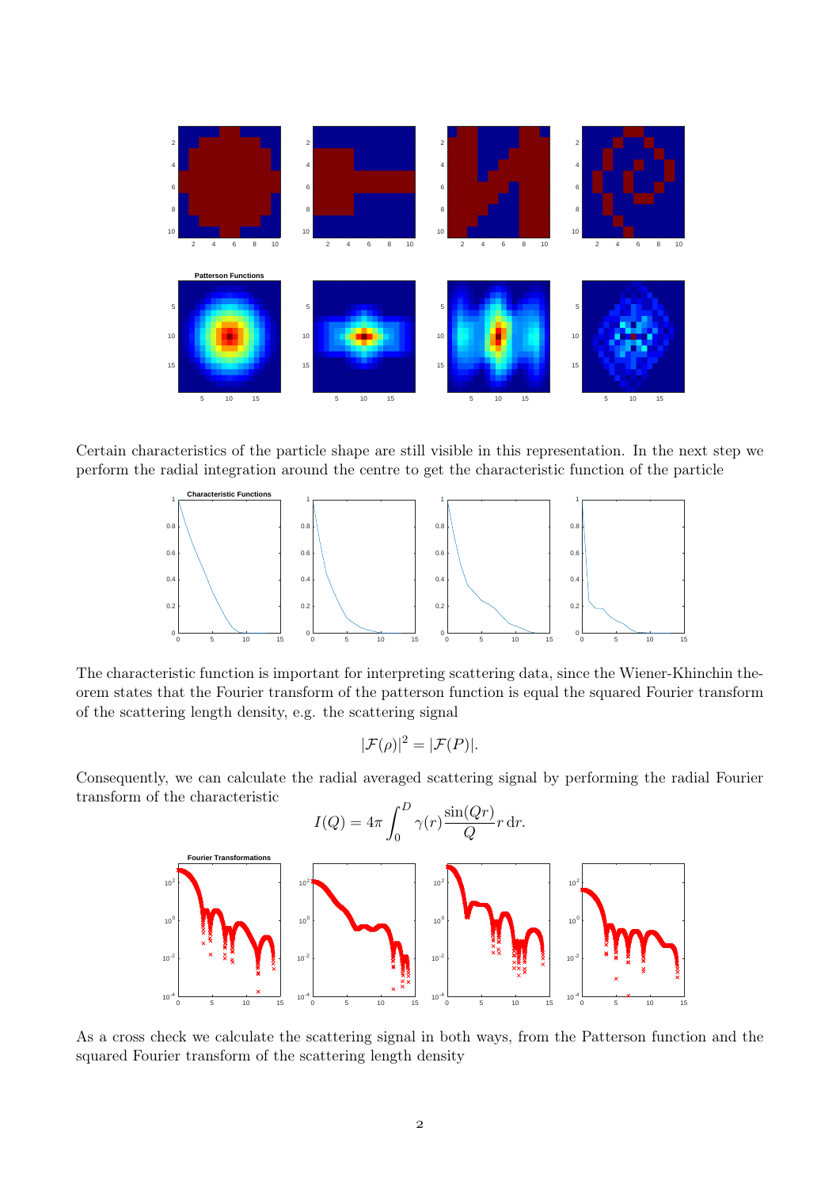Certain characteristics of the particle shape are still visible in this representation. In the next step we perform the radial integration around the centre to get the characteristic function of the particle

The characteristic function is important for interpreting scattering data, since the Wiener-Khinchin theorem states that the Fourier transform of the patterson function is equal the squared Fourier transform of the scattering length density, e.g. the scattering signal

$$|\mathcal{F}(\rho)|^2 = |\mathcal{F}(P)|.$$

Consequently, we can calculate the radial averaged scattering signal by performing the radial Fourier transform of the characteristic

$$I(Q) = 4\pi \int_0^D \gamma(r) \frac{\sin(Qr)}{Q} r \, \mathrm{d}r.$$

As a cross check we calculate the scattering signal in both ways, from the Patterson function and the squared Fourier transform of the scattering length density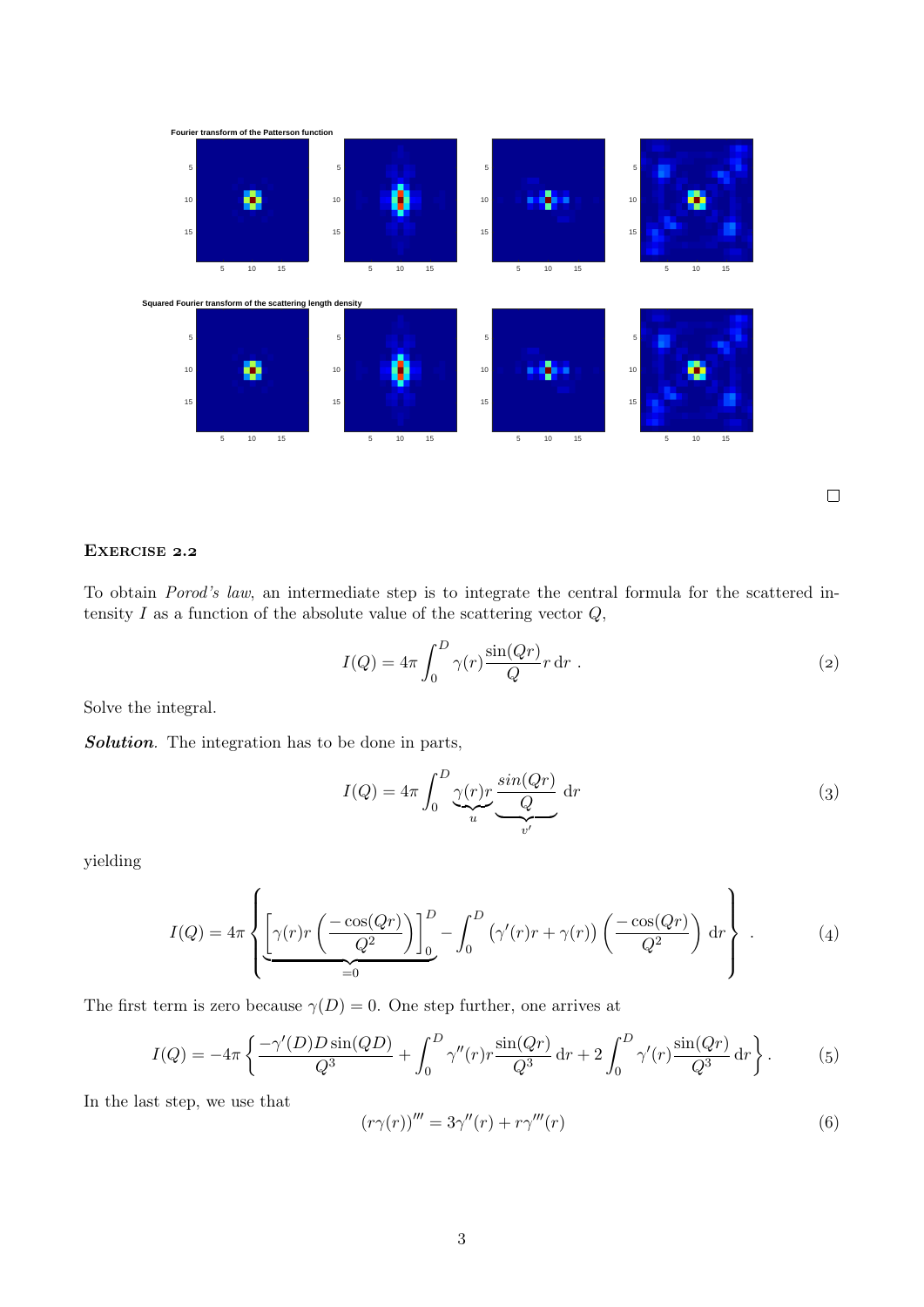Fourier transform of the Patterson function

Squared Fourier transform of the scattering length density

□

### Exercise 2.2

To obtain *Porod's law*, an intermediate step is to integrate the central formula for the scattered intensity $I$ as a function of the absolute value of the scattering vector $Q$,

$$I(Q) = 4\pi \int_0^D \gamma(r) \frac{\sin(Qr)}{Q} r \,\mathrm{d}r \ . \tag{2}$$

Solve the integral.

***Solution***. The integration has to be done in parts,

$$I(Q) = 4\pi \int_0^D \underbrace{\gamma(r) r}_{u} \underbrace{\frac{sin(Qr)}{Q}}_{v'} \,\mathrm{d}r \tag{3}$$

yielding

$$I(Q) = 4\pi \left\{ \underbrace{\left[ \gamma(r) r \left( \frac{-\cos(Qr)}{Q^2} \right) \right]_0^D}_{=0} - \int_0^D \left( \gamma'(r) r + \gamma(r) \right) \left( \frac{-\cos(Qr)}{Q^2} \right) \,\mathrm{d}r \right\} \ . \tag{4}$$

The first term is zero because $\gamma(D) = 0$. One step further, one arrives at

$$I(Q) = -4\pi \left\{ \frac{-\gamma'(D) D \sin(QD)}{Q^3} + \int_0^D \gamma''(r) r \frac{\sin(Qr)}{Q^3} \,\mathrm{d}r + 2 \int_0^D \gamma'(r) \frac{\sin(Qr)}{Q^3} \,\mathrm{d}r \right\}. \tag{5}$$

In the last step, we use that

$$(r\gamma(r))''' = 3\gamma''(r) + r\gamma'''(r) \tag{6}$$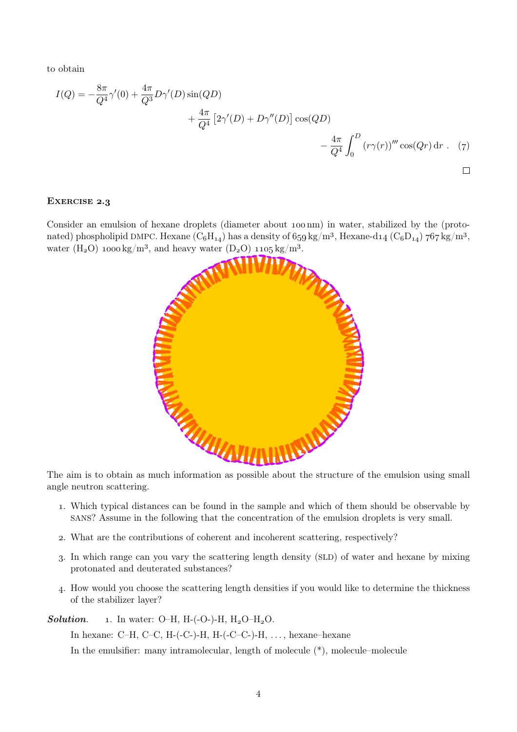to obtain

$$I(Q) = -\frac{8\pi}{Q^4}\gamma'(0) + \frac{4\pi}{Q^3}D\gamma'(D)\sin(QD) + \frac{4\pi}{Q^4}\left[2\gamma'(D) + D\gamma''(D)\right]\cos(QD) - \frac{4\pi}{Q^4}\int_0^D (r\gamma(r))''' \cos(Qr)\,\mathrm{d}r \,. \quad (7)$$

□

### Exercise 2.3

Consider an emulsion of hexane droplets (diameter about 100 nm) in water, stabilized by the (protonated) phospholipid DMPC. Hexane ($C_6H_{14}$) has a density of 659 kg/m³, Hexane-d14 ($C_6D_{14}$) 767 kg/m³, water ($H_2O$) 1000 kg/m³, and heavy water ($D_2O$) 1105 kg/m³.

The aim is to obtain as much information as possible about the structure of the emulsion using small angle neutron scattering.

1. Which typical distances can be found in the sample and which of them should be observable by SANS? Assume in the following that the concentration of the emulsion droplets is very small.
2. What are the contributions of coherent and incoherent scattering, respectively?
3. In which range can you vary the scattering length density (SLD) of water and hexane by mixing protonated and deuterated substances?
4. How would you choose the scattering length densities if you would like to determine the thickness of the stabilizer layer?

***Solution.*** 1. In water: O–H, H-(-O-)-H, $H_2O$–$H_2O$.

In hexane: C–H, C–C, H-(-C-)-H, H-(-C–C-)-H, ..., hexane–hexane

In the emulsifier: many intramolecular, length of molecule (*), molecule–molecule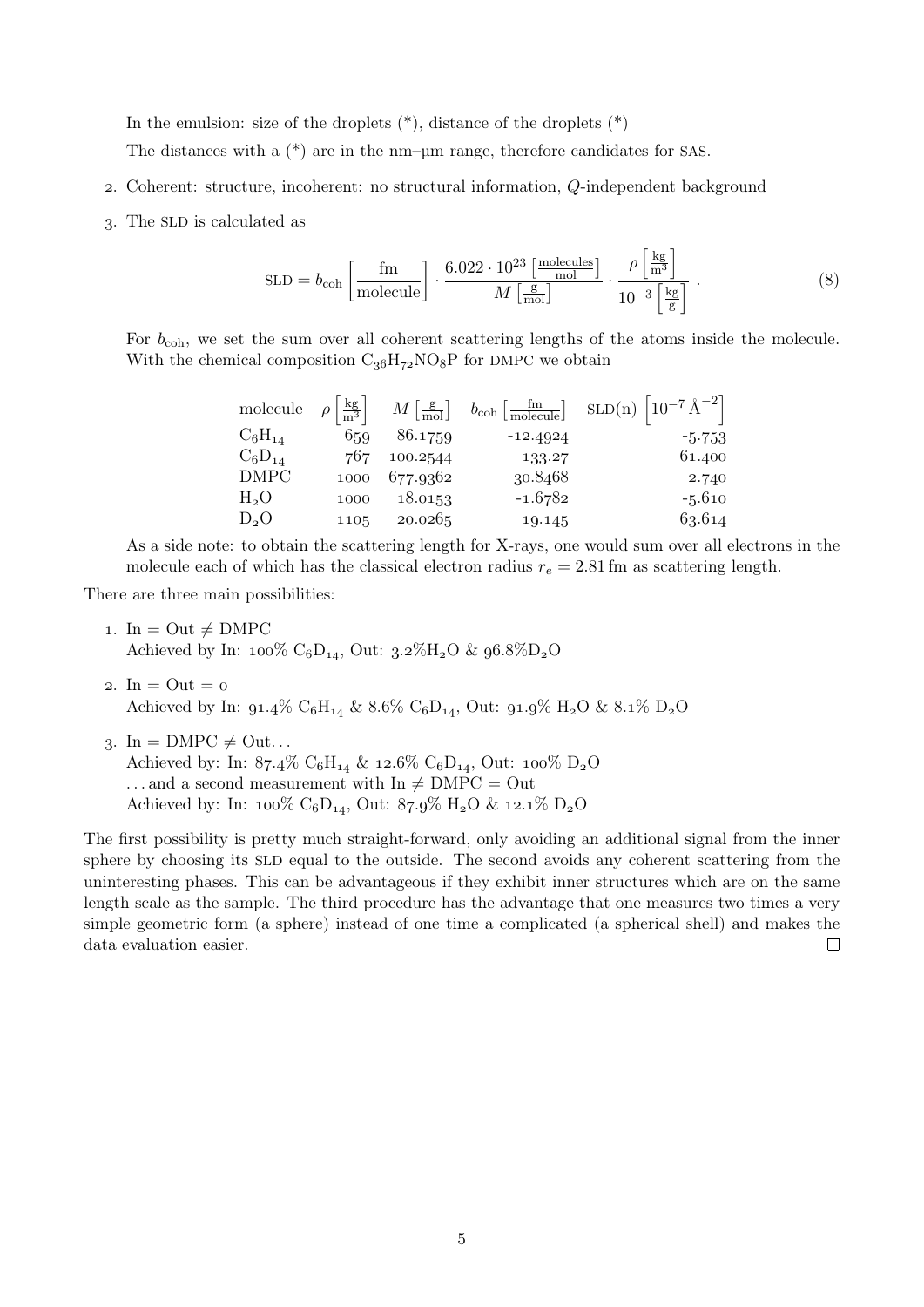In the emulsion: size of the droplets (*), distance of the droplets (*)

The distances with a (*) are in the nm–µm range, therefore candidates for SAS.

2. Coherent: structure, incoherent: no structural information, $Q$-independent background
3. The SLD is calculated as

$$\text{SLD} = b_{\text{coh}} \left[\frac{\text{fm}}{\text{molecule}}\right] \cdot \frac{6.022 \cdot 10^{23} \left[\frac{\text{molecules}}{\text{mol}}\right]}{M \left[\frac{\text{g}}{\text{mol}}\right]} \cdot \frac{\rho \left[\frac{\text{kg}}{\text{m}^3}\right]}{10^{-3} \left[\frac{\text{kg}}{\text{g}}\right]} \, . \tag{8}$$

For $b_{\text{coh}}$, we set the sum over all coherent scattering lengths of the atoms inside the molecule. With the chemical composition $C_{36}H_{72}NO_8P$ for DMPC we obtain

| molecule | $\rho \left[\frac{\text{kg}}{\text{m}^3}\right]$ | $M \left[\frac{\text{g}}{\text{mol}}\right]$ | $b_{\text{coh}} \left[\frac{\text{fm}}{\text{molecule}}\right]$ | SLD(n) $\left[10^{-7}\,\text{Å}^{-2}\right]$ |
|---|---|---|---|---|
| $C_6H_{14}$ | 659 | 86.1759 | -12.4924 | -5.753 |
| $C_6D_{14}$ | 767 | 100.2544 | 133.27 | 61.400 |
| DMPC | 1000 | 677.9362 | 30.8468 | 2.740 |
| $H_2O$ | 1000 | 18.0153 | -1.6782 | -5.610 |
| $D_2O$ | 1105 | 20.0265 | 19.145 | 63.614 |

As a side note: to obtain the scattering length for X-rays, one would sum over all electrons in the molecule each of which has the classical electron radius $r_e = 2.81\,\text{fm}$ as scattering length.

There are three main possibilities:

1. In = Out ≠ DMPC
   Achieved by In: 100% $C_6D_{14}$, Out: 3.2%$H_2O$ & 96.8%$D_2O$
2. In = Out = 0
   Achieved by In: 91.4% $C_6H_{14}$ & 8.6% $C_6D_{14}$, Out: 91.9% $H_2O$ & 8.1% $D_2O$
3. In = DMPC ≠ Out...
   Achieved by: In: 87.4% $C_6H_{14}$ & 12.6% $C_6D_{14}$, Out: 100% $D_2O$
   ...and a second measurement with In ≠ DMPC = Out
   Achieved by: In: 100% $C_6D_{14}$, Out: 87.9% $H_2O$ & 12.1% $D_2O$

The first possibility is pretty much straight-forward, only avoiding an additional signal from the inner sphere by choosing its SLD equal to the outside. The second avoids any coherent scattering from the uninteresting phases. This can be advantageous if they exhibit inner structures which are on the same length scale as the sample. The third procedure has the advantage that one measures two times a very simple geometric form (a sphere) instead of one time a complicated (a spherical shell) and makes the data evaluation easier. □